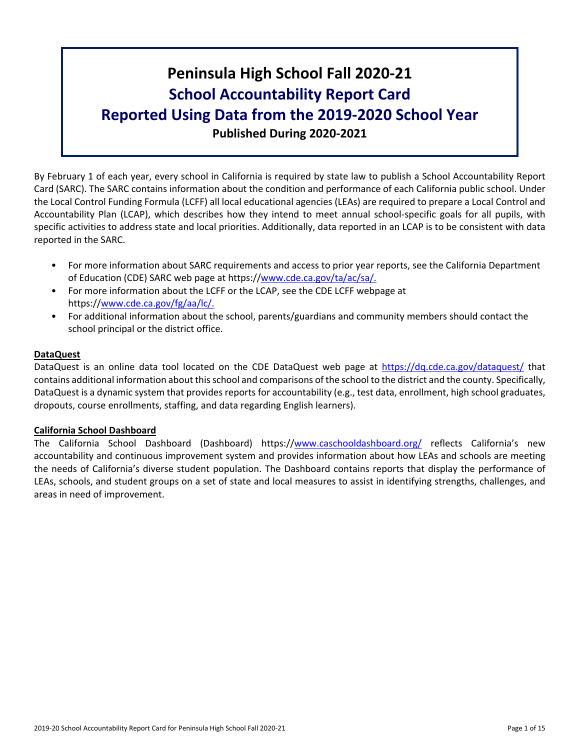# Peninsula High School Fall 2020-21

## School Accountability Report Card

## Reported Using Data from the 2019-2020 School Year

**Published During 2020-2021**

By February 1 of each year, every school in California is required by state law to publish a School Accountability Report Card (SARC). The SARC contains information about the condition and performance of each California public school. Under the Local Control Funding Formula (LCFF) all local educational agencies (LEAs) are required to prepare a Local Control and Accountability Plan (LCAP), which describes how they intend to meet annual school-specific goals for all pupils, with specific activities to address state and local priorities. Additionally, data reported in an LCAP is to be consistent with data reported in the SARC.

- For more information about SARC requirements and access to prior year reports, see the California Department of Education (CDE) SARC web page at https://www.cde.ca.gov/ta/ac/sa/.
- For more information about the LCFF or the LCAP, see the CDE LCFF webpage at https://www.cde.ca.gov/fg/aa/lc/.
- For additional information about the school, parents/guardians and community members should contact the school principal or the district office.

**DataQuest**

DataQuest is an online data tool located on the CDE DataQuest web page at https://dq.cde.ca.gov/dataquest/ that contains additional information about this school and comparisons of the school to the district and the county. Specifically, DataQuest is a dynamic system that provides reports for accountability (e.g., test data, enrollment, high school graduates, dropouts, course enrollments, staffing, and data regarding English learners).

**California School Dashboard**

The California School Dashboard (Dashboard) https://www.caschooldashboard.org/ reflects California's new accountability and continuous improvement system and provides information about how LEAs and schools are meeting the needs of California's diverse student population. The Dashboard contains reports that display the performance of LEAs, schools, and student groups on a set of state and local measures to assist in identifying strengths, challenges, and areas in need of improvement.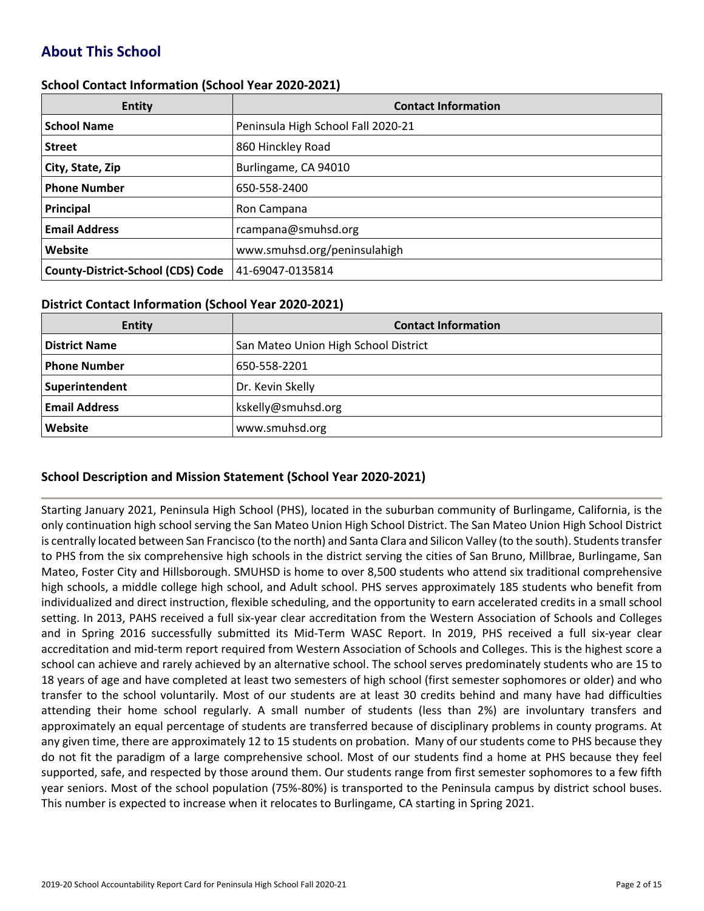## About This School

### School Contact Information (School Year 2020-2021)

| Entity | Contact Information |
|---|---|
| **School Name** | Peninsula High School Fall 2020-21 |
| **Street** | 860 Hinckley Road |
| **City, State, Zip** | Burlingame, CA 94010 |
| **Phone Number** | 650-558-2400 |
| **Principal** | Ron Campana |
| **Email Address** | rcampana@smuhsd.org |
| **Website** | www.smuhsd.org/peninsulahigh |
| **County-District-School (CDS) Code** | 41-69047-0135814 |

### District Contact Information (School Year 2020-2021)

| Entity | Contact Information |
|---|---|
| **District Name** | San Mateo Union High School District |
| **Phone Number** | 650-558-2201 |
| **Superintendent** | Dr. Kevin Skelly |
| **Email Address** | kskelly@smuhsd.org |
| **Website** | www.smuhsd.org |

### School Description and Mission Statement (School Year 2020-2021)

Starting January 2021, Peninsula High School (PHS), located in the suburban community of Burlingame, California, is the only continuation high school serving the San Mateo Union High School District. The San Mateo Union High School District is centrally located between San Francisco (to the north) and Santa Clara and Silicon Valley (to the south). Students transfer to PHS from the six comprehensive high schools in the district serving the cities of San Bruno, Millbrae, Burlingame, San Mateo, Foster City and Hillsborough. SMUHSD is home to over 8,500 students who attend six traditional comprehensive high schools, a middle college high school, and Adult school. PHS serves approximately 185 students who benefit from individualized and direct instruction, flexible scheduling, and the opportunity to earn accelerated credits in a small school setting. In 2013, PAHS received a full six-year clear accreditation from the Western Association of Schools and Colleges and in Spring 2016 successfully submitted its Mid-Term WASC Report. In 2019, PHS received a full six-year clear accreditation and mid-term report required from Western Association of Schools and Colleges. This is the highest score a school can achieve and rarely achieved by an alternative school. The school serves predominately students who are 15 to 18 years of age and have completed at least two semesters of high school (first semester sophomores or older) and who transfer to the school voluntarily. Most of our students are at least 30 credits behind and many have had difficulties attending their home school regularly. A small number of students (less than 2%) are involuntary transfers and approximately an equal percentage of students are transferred because of disciplinary problems in county programs. At any given time, there are approximately 12 to 15 students on probation. Many of our students come to PHS because they do not fit the paradigm of a large comprehensive school. Most of our students find a home at PHS because they feel supported, safe, and respected by those around them. Our students range from first semester sophomores to a few fifth year seniors. Most of the school population (75%-80%) is transported to the Peninsula campus by district school buses. This number is expected to increase when it relocates to Burlingame, CA starting in Spring 2021.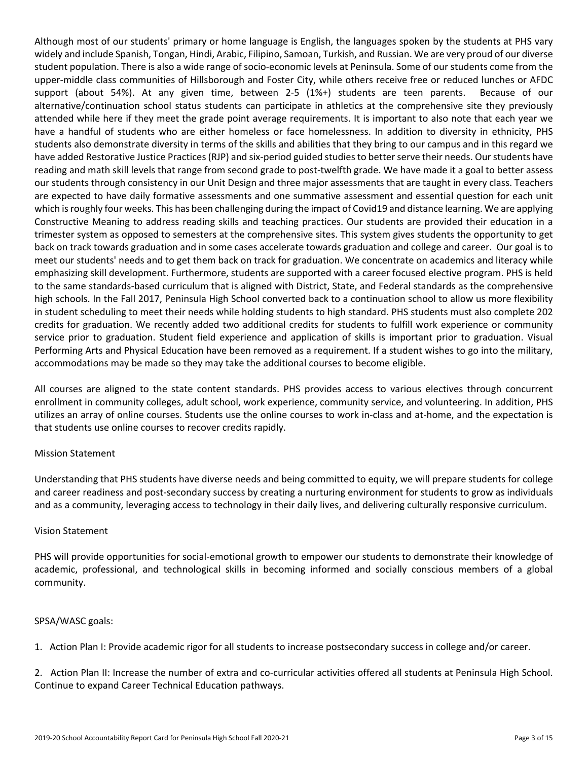Although most of our students' primary or home language is English, the languages spoken by the students at PHS vary widely and include Spanish, Tongan, Hindi, Arabic, Filipino, Samoan, Turkish, and Russian. We are very proud of our diverse student population. There is also a wide range of socio-economic levels at Peninsula. Some of our students come from the upper-middle class communities of Hillsborough and Foster City, while others receive free or reduced lunches or AFDC support (about 54%). At any given time, between 2-5 (1%+) students are teen parents. Because of our alternative/continuation school status students can participate in athletics at the comprehensive site they previously attended while here if they meet the grade point average requirements. It is important to also note that each year we have a handful of students who are either homeless or face homelessness. In addition to diversity in ethnicity, PHS students also demonstrate diversity in terms of the skills and abilities that they bring to our campus and in this regard we have added Restorative Justice Practices (RJP) and six-period guided studies to better serve their needs. Our students have reading and math skill levels that range from second grade to post-twelfth grade. We have made it a goal to better assess our students through consistency in our Unit Design and three major assessments that are taught in every class. Teachers are expected to have daily formative assessments and one summative assessment and essential question for each unit which is roughly four weeks. This has been challenging during the impact of Covid19 and distance learning. We are applying Constructive Meaning to address reading skills and teaching practices. Our students are provided their education in a trimester system as opposed to semesters at the comprehensive sites. This system gives students the opportunity to get back on track towards graduation and in some cases accelerate towards graduation and college and career. Our goal is to meet our students' needs and to get them back on track for graduation. We concentrate on academics and literacy while emphasizing skill development. Furthermore, students are supported with a career focused elective program. PHS is held to the same standards-based curriculum that is aligned with District, State, and Federal standards as the comprehensive high schools. In the Fall 2017, Peninsula High School converted back to a continuation school to allow us more flexibility in student scheduling to meet their needs while holding students to high standard. PHS students must also complete 202 credits for graduation. We recently added two additional credits for students to fulfill work experience or community service prior to graduation. Student field experience and application of skills is important prior to graduation. Visual Performing Arts and Physical Education have been removed as a requirement. If a student wishes to go into the military, accommodations may be made so they may take the additional courses to become eligible.

All courses are aligned to the state content standards. PHS provides access to various electives through concurrent enrollment in community colleges, adult school, work experience, community service, and volunteering. In addition, PHS utilizes an array of online courses. Students use the online courses to work in-class and at-home, and the expectation is that students use online courses to recover credits rapidly.

Mission Statement

Understanding that PHS students have diverse needs and being committed to equity, we will prepare students for college and career readiness and post-secondary success by creating a nurturing environment for students to grow as individuals and as a community, leveraging access to technology in their daily lives, and delivering culturally responsive curriculum.

Vision Statement

PHS will provide opportunities for social-emotional growth to empower our students to demonstrate their knowledge of academic, professional, and technological skills in becoming informed and socially conscious members of a global community.

SPSA/WASC goals:

1. Action Plan I: Provide academic rigor for all students to increase postsecondary success in college and/or career.

2. Action Plan II: Increase the number of extra and co-curricular activities offered all students at Peninsula High School. Continue to expand Career Technical Education pathways.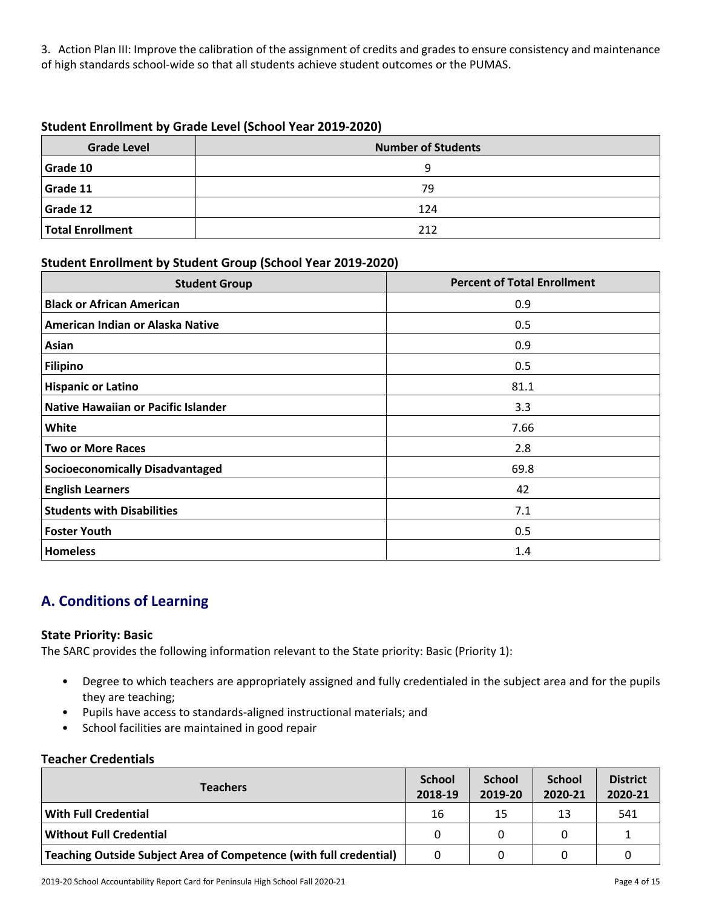3. Action Plan III: Improve the calibration of the assignment of credits and grades to ensure consistency and maintenance of high standards school-wide so that all students achieve student outcomes or the PUMAS.

### Student Enrollment by Grade Level (School Year 2019-2020)

| Grade Level | Number of Students |
|---|---|
| Grade 10 | 9 |
| Grade 11 | 79 |
| Grade 12 | 124 |
| Total Enrollment | 212 |

### Student Enrollment by Student Group (School Year 2019-2020)

| Student Group | Percent of Total Enrollment |
|---|---|
| Black or African American | 0.9 |
| American Indian or Alaska Native | 0.5 |
| Asian | 0.9 |
| Filipino | 0.5 |
| Hispanic or Latino | 81.1 |
| Native Hawaiian or Pacific Islander | 3.3 |
| White | 7.66 |
| Two or More Races | 2.8 |
| Socioeconomically Disadvantaged | 69.8 |
| English Learners | 42 |
| Students with Disabilities | 7.1 |
| Foster Youth | 0.5 |
| Homeless | 1.4 |

## A. Conditions of Learning

### State Priority: Basic

The SARC provides the following information relevant to the State priority: Basic (Priority 1):

- Degree to which teachers are appropriately assigned and fully credentialed in the subject area and for the pupils they are teaching;
- Pupils have access to standards-aligned instructional materials; and
- School facilities are maintained in good repair

### Teacher Credentials

| Teachers | School 2018-19 | School 2019-20 | School 2020-21 | District 2020-21 |
|---|---|---|---|---|
| With Full Credential | 16 | 15 | 13 | 541 |
| Without Full Credential | 0 | 0 | 0 | 1 |
| Teaching Outside Subject Area of Competence (with full credential) | 0 | 0 | 0 | 0 |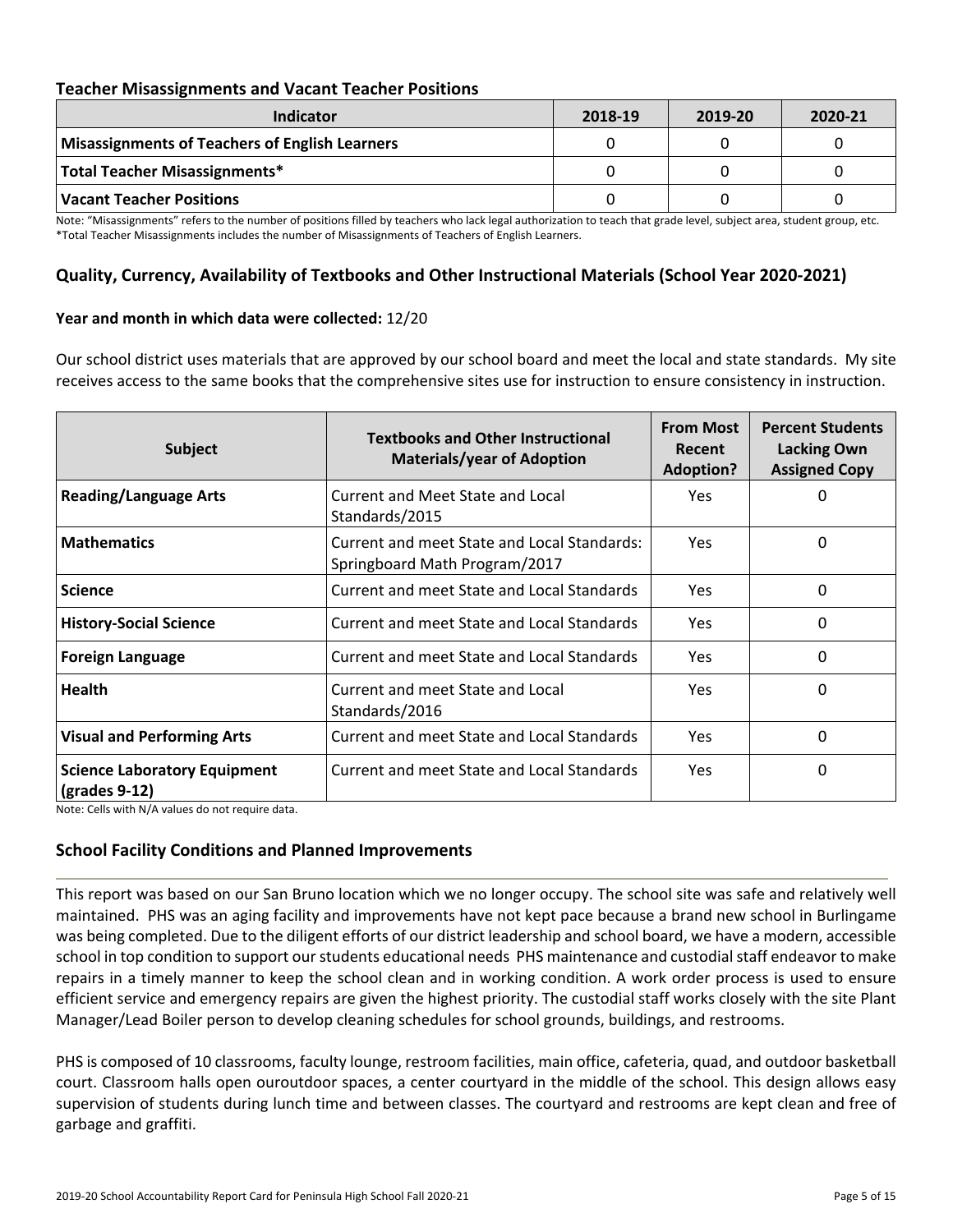## Teacher Misassignments and Vacant Teacher Positions

| Indicator | 2018-19 | 2019-20 | 2020-21 |
|---|---|---|---|
| Misassignments of Teachers of English Learners | 0 | 0 | 0 |
| Total Teacher Misassignments* | 0 | 0 | 0 |
| Vacant Teacher Positions | 0 | 0 | 0 |

Note: "Misassignments" refers to the number of positions filled by teachers who lack legal authorization to teach that grade level, subject area, student group, etc.
*Total Teacher Misassignments includes the number of Misassignments of Teachers of English Learners.

## Quality, Currency, Availability of Textbooks and Other Instructional Materials (School Year 2020-2021)

**Year and month in which data were collected:** 12/20

Our school district uses materials that are approved by our school board and meet the local and state standards. My site receives access to the same books that the comprehensive sites use for instruction to ensure consistency in instruction.

| Subject | Textbooks and Other Instructional Materials/year of Adoption | From Most Recent Adoption? | Percent Students Lacking Own Assigned Copy |
|---|---|---|---|
| **Reading/Language Arts** | Current and Meet State and Local Standards/2015 | Yes | 0 |
| **Mathematics** | Current and meet State and Local Standards: Springboard Math Program/2017 | Yes | 0 |
| **Science** | Current and meet State and Local Standards | Yes | 0 |
| **History-Social Science** | Current and meet State and Local Standards | Yes | 0 |
| **Foreign Language** | Current and meet State and Local Standards | Yes | 0 |
| **Health** | Current and meet State and Local Standards/2016 | Yes | 0 |
| **Visual and Performing Arts** | Current and meet State and Local Standards | Yes | 0 |
| **Science Laboratory Equipment (grades 9-12)** | Current and meet State and Local Standards | Yes | 0 |

Note: Cells with N/A values do not require data.

## School Facility Conditions and Planned Improvements

This report was based on our San Bruno location which we no longer occupy. The school site was safe and relatively well maintained. PHS was an aging facility and improvements have not kept pace because a brand new school in Burlingame was being completed. Due to the diligent efforts of our district leadership and school board, we have a modern, accessible school in top condition to support our students educational needs PHS maintenance and custodial staff endeavor to make repairs in a timely manner to keep the school clean and in working condition. A work order process is used to ensure efficient service and emergency repairs are given the highest priority. The custodial staff works closely with the site Plant Manager/Lead Boiler person to develop cleaning schedules for school grounds, buildings, and restrooms.

PHS is composed of 10 classrooms, faculty lounge, restroom facilities, main office, cafeteria, quad, and outdoor basketball court. Classroom halls open ouroutdoor spaces, a center courtyard in the middle of the school. This design allows easy supervision of students during lunch time and between classes. The courtyard and restrooms are kept clean and free of garbage and graffiti.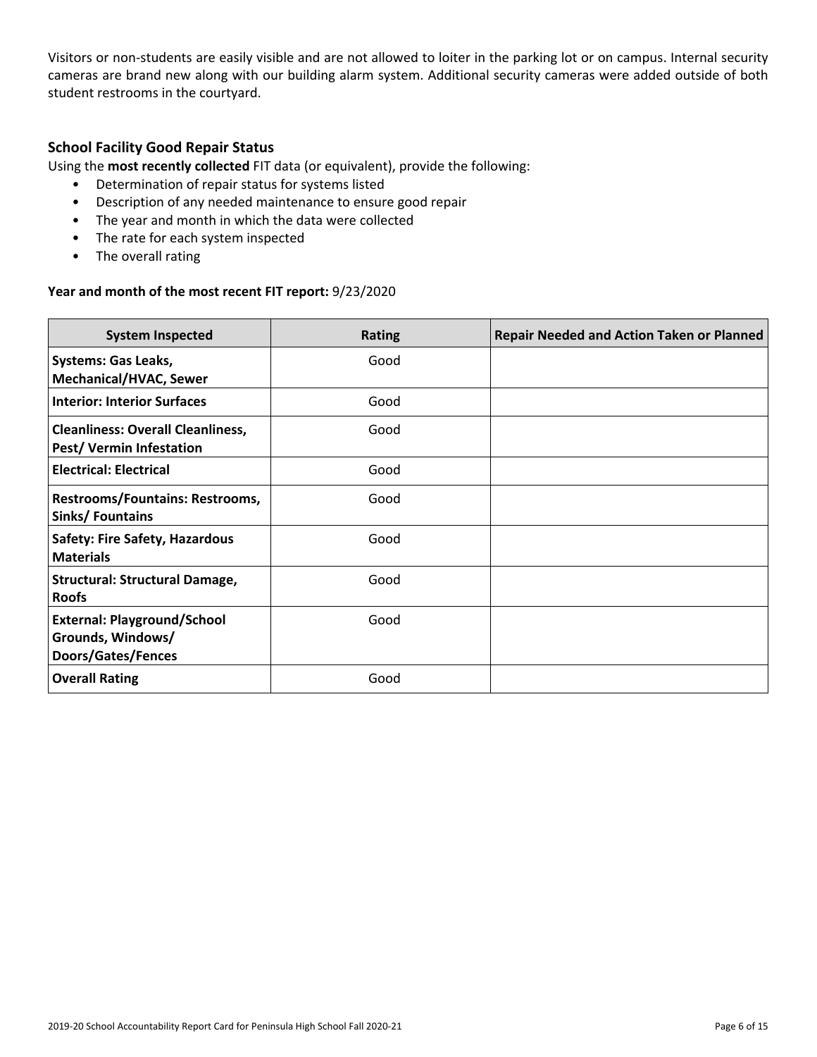Visitors or non-students are easily visible and are not allowed to loiter in the parking lot or on campus. Internal security cameras are brand new along with our building alarm system. Additional security cameras were added outside of both student restrooms in the courtyard.

### School Facility Good Repair Status

Using the **most recently collected** FIT data (or equivalent), provide the following:

- Determination of repair status for systems listed
- Description of any needed maintenance to ensure good repair
- The year and month in which the data were collected
- The rate for each system inspected
- The overall rating

**Year and month of the most recent FIT report:** 9/23/2020

| System Inspected | Rating | Repair Needed and Action Taken or Planned |
|---|---|---|
| **Systems: Gas Leaks, Mechanical/HVAC, Sewer** | Good | |
| **Interior: Interior Surfaces** | Good | |
| **Cleanliness: Overall Cleanliness, Pest/ Vermin Infestation** | Good | |
| **Electrical: Electrical** | Good | |
| **Restrooms/Fountains: Restrooms, Sinks/ Fountains** | Good | |
| **Safety: Fire Safety, Hazardous Materials** | Good | |
| **Structural: Structural Damage, Roofs** | Good | |
| **External: Playground/School Grounds, Windows/ Doors/Gates/Fences** | Good | |
| **Overall Rating** | Good | |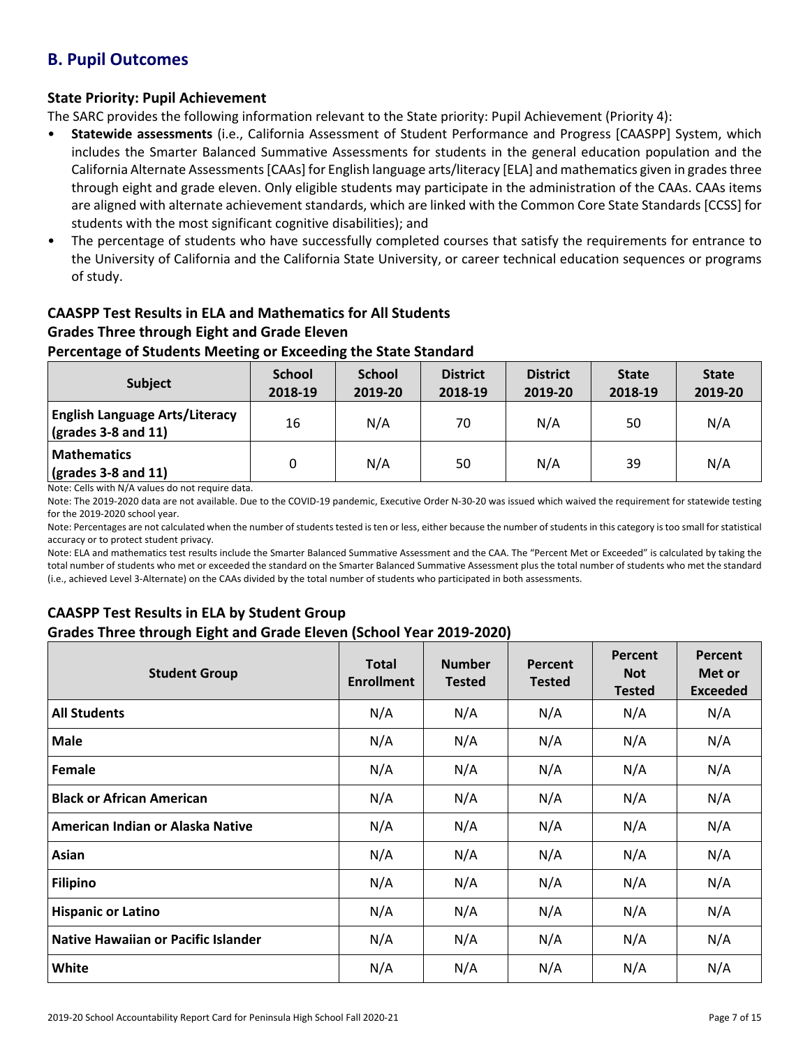## B. Pupil Outcomes

### State Priority: Pupil Achievement

The SARC provides the following information relevant to the State priority: Pupil Achievement (Priority 4):

- **Statewide assessments** (i.e., California Assessment of Student Performance and Progress [CAASPP] System, which includes the Smarter Balanced Summative Assessments for students in the general education population and the California Alternate Assessments [CAAs] for English language arts/literacy [ELA] and mathematics given in grades three through eight and grade eleven. Only eligible students may participate in the administration of the CAAs. CAAs items are aligned with alternate achievement standards, which are linked with the Common Core State Standards [CCSS] for students with the most significant cognitive disabilities); and
- The percentage of students who have successfully completed courses that satisfy the requirements for entrance to the University of California and the California State University, or career technical education sequences or programs of study.

### CAASPP Test Results in ELA and Mathematics for All Students
### Grades Three through Eight and Grade Eleven
### Percentage of Students Meeting or Exceeding the State Standard

| Subject | School 2018-19 | School 2019-20 | District 2018-19 | District 2019-20 | State 2018-19 | State 2019-20 |
|---|---|---|---|---|---|---|
| **English Language Arts/Literacy (grades 3-8 and 11)** | 16 | N/A | 70 | N/A | 50 | N/A |
| **Mathematics (grades 3-8 and 11)** | 0 | N/A | 50 | N/A | 39 | N/A |

Note: Cells with N/A values do not require data.

Note: The 2019-2020 data are not available. Due to the COVID-19 pandemic, Executive Order N-30-20 was issued which waived the requirement for statewide testing for the 2019-2020 school year.

Note: Percentages are not calculated when the number of students tested is ten or less, either because the number of students in this category is too small for statistical accuracy or to protect student privacy.

Note: ELA and mathematics test results include the Smarter Balanced Summative Assessment and the CAA. The "Percent Met or Exceeded" is calculated by taking the total number of students who met or exceeded the standard on the Smarter Balanced Summative Assessment plus the total number of students who met the standard (i.e., achieved Level 3-Alternate) on the CAAs divided by the total number of students who participated in both assessments.

### CAASPP Test Results in ELA by Student Group
### Grades Three through Eight and Grade Eleven (School Year 2019-2020)

| Student Group | Total Enrollment | Number Tested | Percent Tested | Percent Not Tested | Percent Met or Exceeded |
|---|---|---|---|---|---|
| **All Students** | N/A | N/A | N/A | N/A | N/A |
| **Male** | N/A | N/A | N/A | N/A | N/A |
| **Female** | N/A | N/A | N/A | N/A | N/A |
| **Black or African American** | N/A | N/A | N/A | N/A | N/A |
| **American Indian or Alaska Native** | N/A | N/A | N/A | N/A | N/A |
| **Asian** | N/A | N/A | N/A | N/A | N/A |
| **Filipino** | N/A | N/A | N/A | N/A | N/A |
| **Hispanic or Latino** | N/A | N/A | N/A | N/A | N/A |
| **Native Hawaiian or Pacific Islander** | N/A | N/A | N/A | N/A | N/A |
| **White** | N/A | N/A | N/A | N/A | N/A |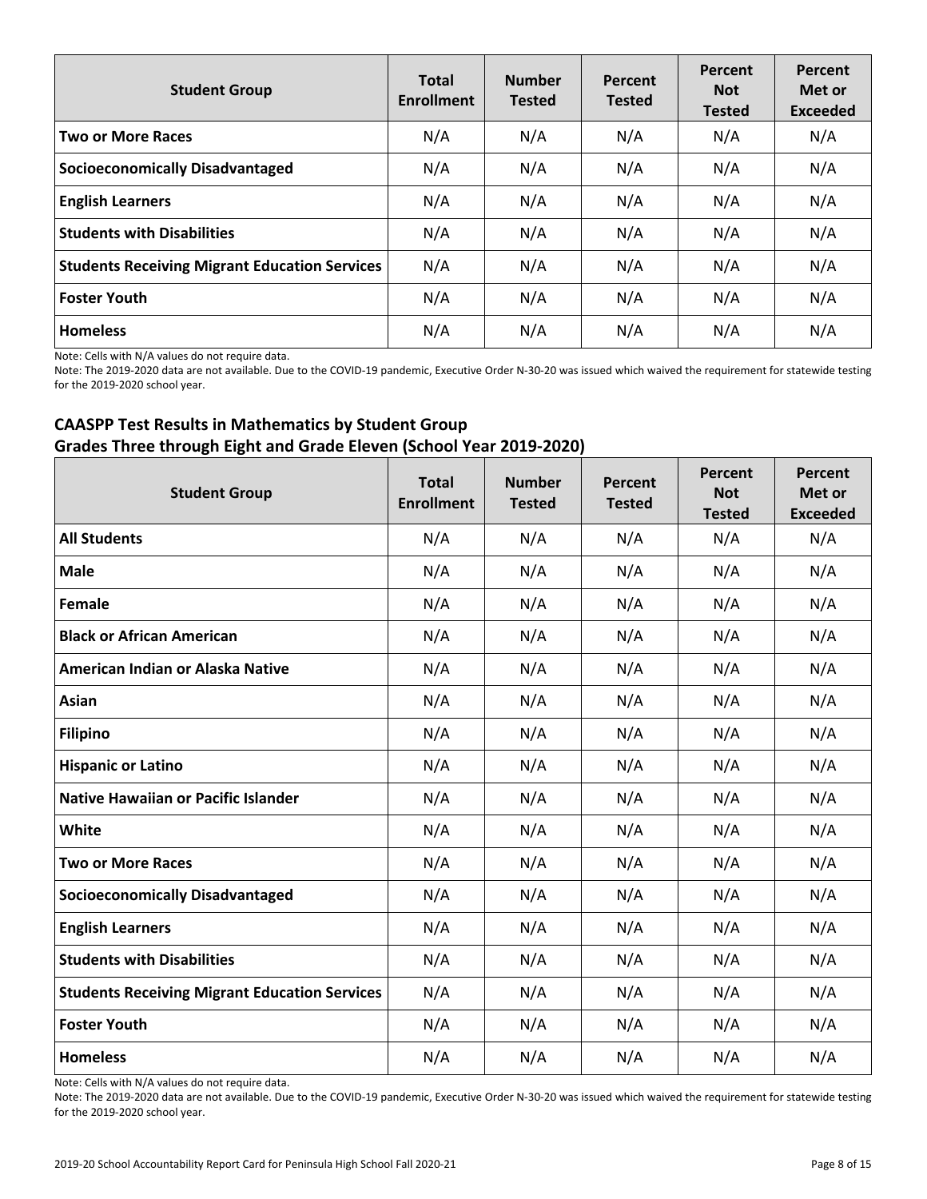| Student Group | Total Enrollment | Number Tested | Percent Tested | Percent Not Tested | Percent Met or Exceeded |
|---|---|---|---|---|---|
| **Two or More Races** | N/A | N/A | N/A | N/A | N/A |
| **Socioeconomically Disadvantaged** | N/A | N/A | N/A | N/A | N/A |
| **English Learners** | N/A | N/A | N/A | N/A | N/A |
| **Students with Disabilities** | N/A | N/A | N/A | N/A | N/A |
| **Students Receiving Migrant Education Services** | N/A | N/A | N/A | N/A | N/A |
| **Foster Youth** | N/A | N/A | N/A | N/A | N/A |
| **Homeless** | N/A | N/A | N/A | N/A | N/A |

Note: Cells with N/A values do not require data.

Note: The 2019-2020 data are not available. Due to the COVID-19 pandemic, Executive Order N-30-20 was issued which waived the requirement for statewide testing for the 2019-2020 school year.

### CAASPP Test Results in Mathematics by Student Group
### Grades Three through Eight and Grade Eleven (School Year 2019-2020)

| Student Group | Total Enrollment | Number Tested | Percent Tested | Percent Not Tested | Percent Met or Exceeded |
|---|---|---|---|---|---|
| **All Students** | N/A | N/A | N/A | N/A | N/A |
| **Male** | N/A | N/A | N/A | N/A | N/A |
| **Female** | N/A | N/A | N/A | N/A | N/A |
| **Black or African American** | N/A | N/A | N/A | N/A | N/A |
| **American Indian or Alaska Native** | N/A | N/A | N/A | N/A | N/A |
| **Asian** | N/A | N/A | N/A | N/A | N/A |
| **Filipino** | N/A | N/A | N/A | N/A | N/A |
| **Hispanic or Latino** | N/A | N/A | N/A | N/A | N/A |
| **Native Hawaiian or Pacific Islander** | N/A | N/A | N/A | N/A | N/A |
| **White** | N/A | N/A | N/A | N/A | N/A |
| **Two or More Races** | N/A | N/A | N/A | N/A | N/A |
| **Socioeconomically Disadvantaged** | N/A | N/A | N/A | N/A | N/A |
| **English Learners** | N/A | N/A | N/A | N/A | N/A |
| **Students with Disabilities** | N/A | N/A | N/A | N/A | N/A |
| **Students Receiving Migrant Education Services** | N/A | N/A | N/A | N/A | N/A |
| **Foster Youth** | N/A | N/A | N/A | N/A | N/A |
| **Homeless** | N/A | N/A | N/A | N/A | N/A |

Note: Cells with N/A values do not require data.

Note: The 2019-2020 data are not available. Due to the COVID-19 pandemic, Executive Order N-30-20 was issued which waived the requirement for statewide testing for the 2019-2020 school year.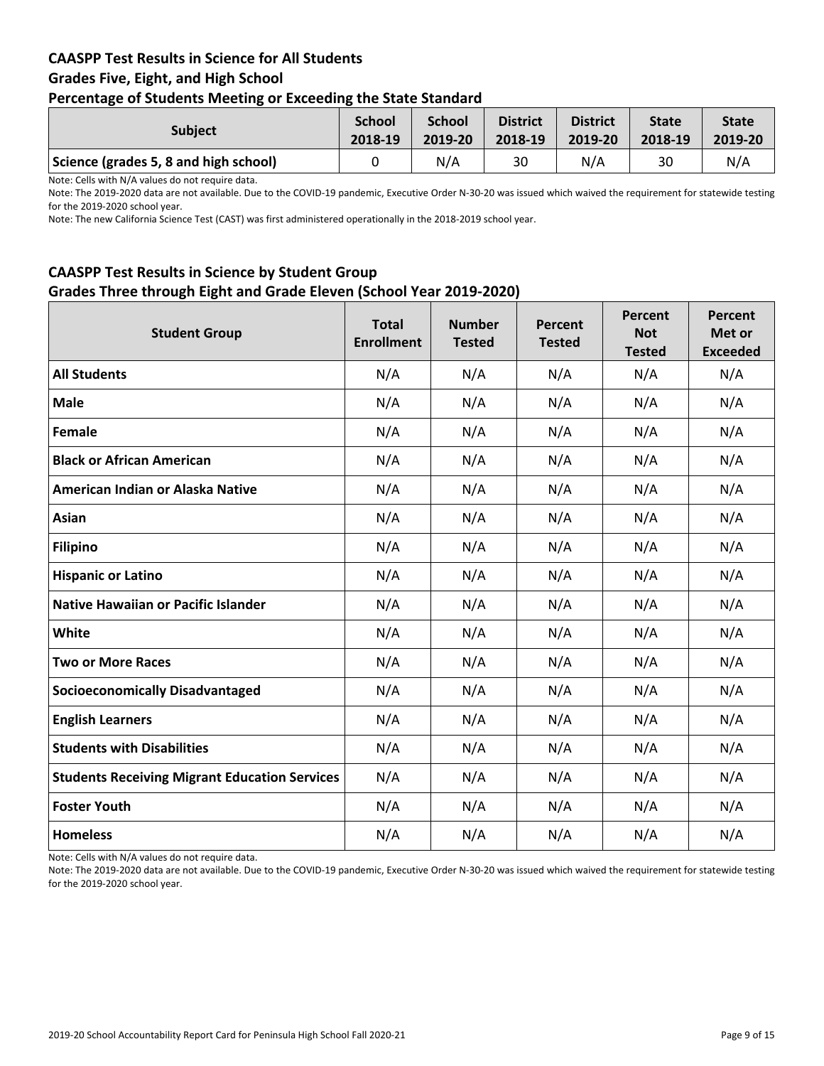### CAASPP Test Results in Science for All Students
### Grades Five, Eight, and High School
### Percentage of Students Meeting or Exceeding the State Standard

| Subject | School 2018-19 | School 2019-20 | District 2018-19 | District 2019-20 | State 2018-19 | State 2019-20 |
|---|---|---|---|---|---|---|
| Science (grades 5, 8 and high school) | 0 | N/A | 30 | N/A | 30 | N/A |

Note: Cells with N/A values do not require data.

Note: The 2019-2020 data are not available. Due to the COVID-19 pandemic, Executive Order N-30-20 was issued which waived the requirement for statewide testing for the 2019-2020 school year.

Note: The new California Science Test (CAST) was first administered operationally in the 2018-2019 school year.

### CAASPP Test Results in Science by Student Group
### Grades Three through Eight and Grade Eleven (School Year 2019-2020)

| Student Group | Total Enrollment | Number Tested | Percent Tested | Percent Not Tested | Percent Met or Exceeded |
|---|---|---|---|---|---|
| **All Students** | N/A | N/A | N/A | N/A | N/A |
| **Male** | N/A | N/A | N/A | N/A | N/A |
| **Female** | N/A | N/A | N/A | N/A | N/A |
| **Black or African American** | N/A | N/A | N/A | N/A | N/A |
| **American Indian or Alaska Native** | N/A | N/A | N/A | N/A | N/A |
| **Asian** | N/A | N/A | N/A | N/A | N/A |
| **Filipino** | N/A | N/A | N/A | N/A | N/A |
| **Hispanic or Latino** | N/A | N/A | N/A | N/A | N/A |
| **Native Hawaiian or Pacific Islander** | N/A | N/A | N/A | N/A | N/A |
| **White** | N/A | N/A | N/A | N/A | N/A |
| **Two or More Races** | N/A | N/A | N/A | N/A | N/A |
| **Socioeconomically Disadvantaged** | N/A | N/A | N/A | N/A | N/A |
| **English Learners** | N/A | N/A | N/A | N/A | N/A |
| **Students with Disabilities** | N/A | N/A | N/A | N/A | N/A |
| **Students Receiving Migrant Education Services** | N/A | N/A | N/A | N/A | N/A |
| **Foster Youth** | N/A | N/A | N/A | N/A | N/A |
| **Homeless** | N/A | N/A | N/A | N/A | N/A |

Note: Cells with N/A values do not require data.

Note: The 2019-2020 data are not available. Due to the COVID-19 pandemic, Executive Order N-30-20 was issued which waived the requirement for statewide testing for the 2019-2020 school year.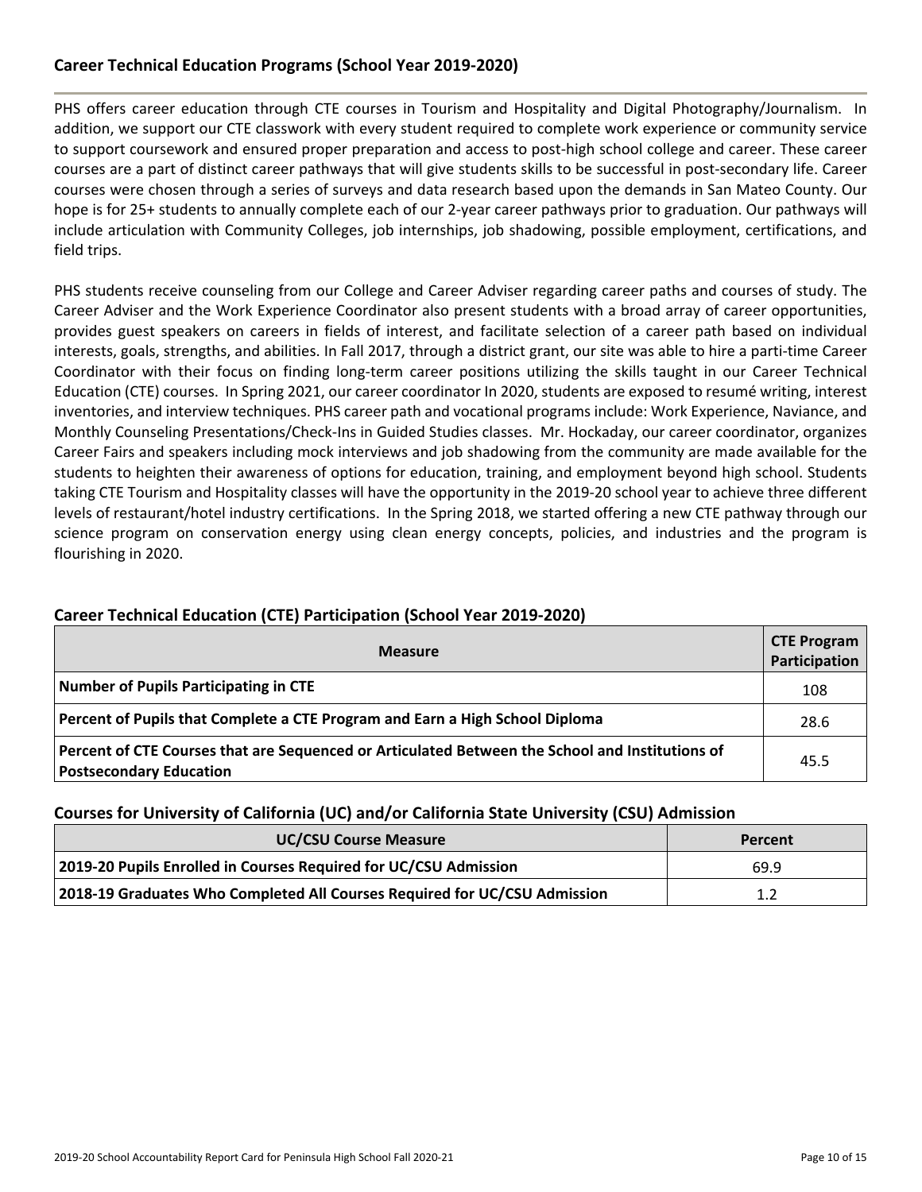## Career Technical Education Programs (School Year 2019-2020)

PHS offers career education through CTE courses in Tourism and Hospitality and Digital Photography/Journalism. In addition, we support our CTE classwork with every student required to complete work experience or community service to support coursework and ensured proper preparation and access to post-high school college and career. These career courses are a part of distinct career pathways that will give students skills to be successful in post-secondary life. Career courses were chosen through a series of surveys and data research based upon the demands in San Mateo County. Our hope is for 25+ students to annually complete each of our 2-year career pathways prior to graduation. Our pathways will include articulation with Community Colleges, job internships, job shadowing, possible employment, certifications, and field trips.

PHS students receive counseling from our College and Career Adviser regarding career paths and courses of study. The Career Adviser and the Work Experience Coordinator also present students with a broad array of career opportunities, provides guest speakers on careers in fields of interest, and facilitate selection of a career path based on individual interests, goals, strengths, and abilities. In Fall 2017, through a district grant, our site was able to hire a parti-time Career Coordinator with their focus on finding long-term career positions utilizing the skills taught in our Career Technical Education (CTE) courses. In Spring 2021, our career coordinator In 2020, students are exposed to resumé writing, interest inventories, and interview techniques. PHS career path and vocational programs include: Work Experience, Naviance, and Monthly Counseling Presentations/Check-Ins in Guided Studies classes. Mr. Hockaday, our career coordinator, organizes Career Fairs and speakers including mock interviews and job shadowing from the community are made available for the students to heighten their awareness of options for education, training, and employment beyond high school. Students taking CTE Tourism and Hospitality classes will have the opportunity in the 2019-20 school year to achieve three different levels of restaurant/hotel industry certifications. In the Spring 2018, we started offering a new CTE pathway through our science program on conservation energy using clean energy concepts, policies, and industries and the program is flourishing in 2020.

### Career Technical Education (CTE) Participation (School Year 2019-2020)

| Measure | CTE Program Participation |
|---|---|
| **Number of Pupils Participating in CTE** | 108 |
| **Percent of Pupils that Complete a CTE Program and Earn a High School Diploma** | 28.6 |
| **Percent of CTE Courses that are Sequenced or Articulated Between the School and Institutions of Postsecondary Education** | 45.5 |

### Courses for University of California (UC) and/or California State University (CSU) Admission

| UC/CSU Course Measure | Percent |
|---|---|
| **2019-20 Pupils Enrolled in Courses Required for UC/CSU Admission** | 69.9 |
| **2018-19 Graduates Who Completed All Courses Required for UC/CSU Admission** | 1.2 |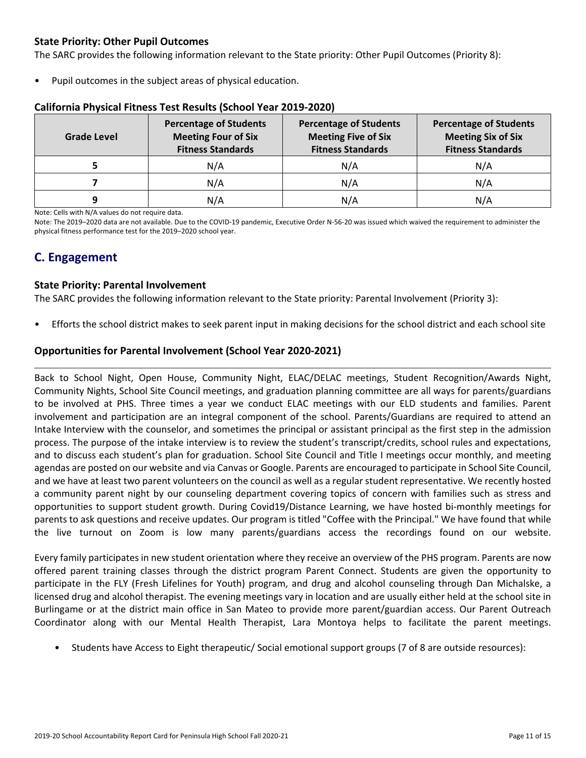### State Priority: Other Pupil Outcomes

The SARC provides the following information relevant to the State priority: Other Pupil Outcomes (Priority 8):

- Pupil outcomes in the subject areas of physical education.

### California Physical Fitness Test Results (School Year 2019-2020)

| Grade Level | Percentage of Students Meeting Four of Six Fitness Standards | Percentage of Students Meeting Five of Six Fitness Standards | Percentage of Students Meeting Six of Six Fitness Standards |
|---|---|---|---|
| 5 | N/A | N/A | N/A |
| 7 | N/A | N/A | N/A |
| 9 | N/A | N/A | N/A |

Note: Cells with N/A values do not require data.

Note: The 2019–2020 data are not available. Due to the COVID-19 pandemic, Executive Order N-56-20 was issued which waived the requirement to administer the physical fitness performance test for the 2019–2020 school year.

## C. Engagement

### State Priority: Parental Involvement

The SARC provides the following information relevant to the State priority: Parental Involvement (Priority 3):

- Efforts the school district makes to seek parent input in making decisions for the school district and each school site

### Opportunities for Parental Involvement (School Year 2020-2021)

Back to School Night, Open House, Community Night, ELAC/DELAC meetings, Student Recognition/Awards Night, Community Nights, School Site Council meetings, and graduation planning committee are all ways for parents/guardians to be involved at PHS. Three times a year we conduct ELAC meetings with our ELD students and families. Parent involvement and participation are an integral component of the school. Parents/Guardians are required to attend an Intake Interview with the counselor, and sometimes the principal or assistant principal as the first step in the admission process. The purpose of the intake interview is to review the student's transcript/credits, school rules and expectations, and to discuss each student's plan for graduation. School Site Council and Title I meetings occur monthly, and meeting agendas are posted on our website and via Canvas or Google. Parents are encouraged to participate in School Site Council, and we have at least two parent volunteers on the council as well as a regular student representative. We recently hosted a community parent night by our counseling department covering topics of concern with families such as stress and opportunities to support student growth. During Covid19/Distance Learning, we have hosted bi-monthly meetings for parents to ask questions and receive updates. Our program is titled "Coffee with the Principal." We have found that while the live turnout on Zoom is low many parents/guardians access the recordings found on our website.

Every family participates in new student orientation where they receive an overview of the PHS program. Parents are now offered parent training classes through the district program Parent Connect. Students are given the opportunity to participate in the FLY (Fresh Lifelines for Youth) program, and drug and alcohol counseling through Dan Michalske, a licensed drug and alcohol therapist. The evening meetings vary in location and are usually either held at the school site in Burlingame or at the district main office in San Mateo to provide more parent/guardian access. Our Parent Outreach Coordinator along with our Mental Health Therapist, Lara Montoya helps to facilitate the parent meetings.

- Students have Access to Eight therapeutic/ Social emotional support groups (7 of 8 are outside resources):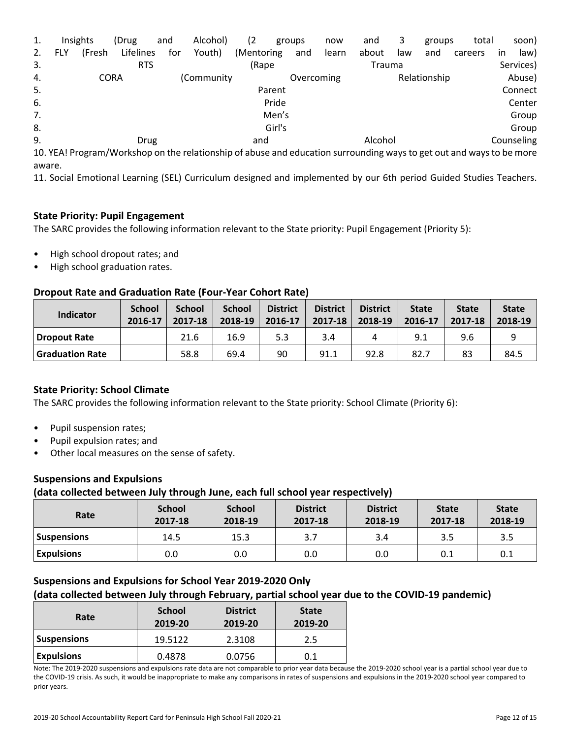1. Insights (Drug and Alcohol) (2 groups now and 3 groups total soon)
2. FLY (Fresh Lifelines for Youth) (Mentoring and learn about law and careers in law)
3. RTS (Rape Trauma Services)
4. CORA (Community Overcoming Relationship Abuse)
5. Parent Connect
6. Pride Center
7. Men's Group
8. Girl's Group
9. Drug and Alcohol Counseling
10. YEA! Program/Workshop on the relationship of abuse and education surrounding ways to get out and ways to be more aware.
11. Social Emotional Learning (SEL) Curriculum designed and implemented by our 6th period Guided Studies Teachers.

### State Priority: Pupil Engagement

The SARC provides the following information relevant to the State priority: Pupil Engagement (Priority 5):

- High school dropout rates; and
- High school graduation rates.

### Dropout Rate and Graduation Rate (Four-Year Cohort Rate)

| Indicator | School 2016-17 | School 2017-18 | School 2018-19 | District 2016-17 | District 2017-18 | District 2018-19 | State 2016-17 | State 2017-18 | State 2018-19 |
|---|---|---|---|---|---|---|---|---|---|
| Dropout Rate | | 21.6 | 16.9 | 5.3 | 3.4 | 4 | 9.1 | 9.6 | 9 |
| Graduation Rate | | 58.8 | 69.4 | 90 | 91.1 | 92.8 | 82.7 | 83 | 84.5 |

### State Priority: School Climate

The SARC provides the following information relevant to the State priority: School Climate (Priority 6):

- Pupil suspension rates;
- Pupil expulsion rates; and
- Other local measures on the sense of safety.

### Suspensions and Expulsions
### (data collected between July through June, each full school year respectively)

| Rate | School 2017-18 | School 2018-19 | District 2017-18 | District 2018-19 | State 2017-18 | State 2018-19 |
|---|---|---|---|---|---|---|
| Suspensions | 14.5 | 15.3 | 3.7 | 3.4 | 3.5 | 3.5 |
| Expulsions | 0.0 | 0.0 | 0.0 | 0.0 | 0.1 | 0.1 |

### Suspensions and Expulsions for School Year 2019-2020 Only
### (data collected between July through February, partial school year due to the COVID-19 pandemic)

| Rate | School 2019-20 | District 2019-20 | State 2019-20 |
|---|---|---|---|
| Suspensions | 19.5122 | 2.3108 | 2.5 |
| Expulsions | 0.4878 | 0.0756 | 0.1 |

Note: The 2019-2020 suspensions and expulsions rate data are not comparable to prior year data because the 2019-2020 school year is a partial school year due to the COVID-19 crisis. As such, it would be inappropriate to make any comparisons in rates of suspensions and expulsions in the 2019-2020 school year compared to prior years.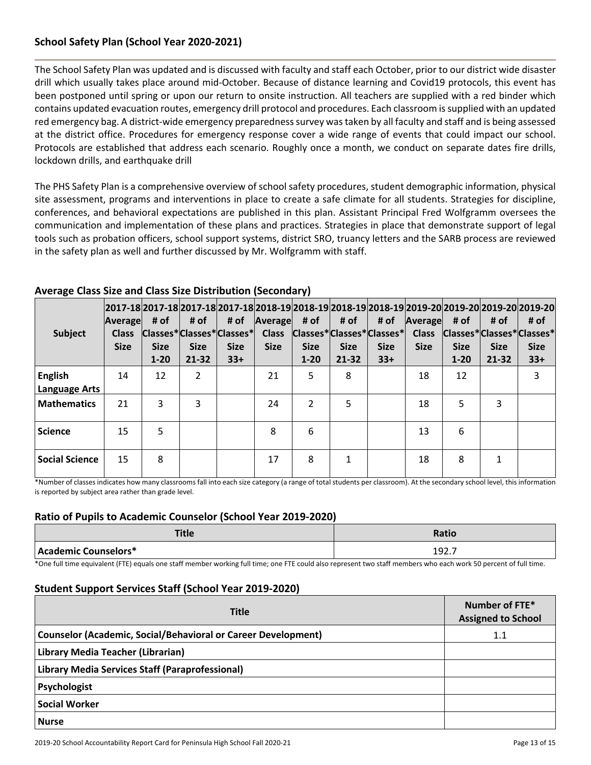## School Safety Plan (School Year 2020-2021)

The School Safety Plan was updated and is discussed with faculty and staff each October, prior to our district wide disaster drill which usually takes place around mid-October. Because of distance learning and Covid19 protocols, this event has been postponed until spring or upon our return to onsite instruction. All teachers are supplied with a red binder which contains updated evacuation routes, emergency drill protocol and procedures. Each classroom is supplied with an updated red emergency bag. A district-wide emergency preparedness survey was taken by all faculty and staff and is being assessed at the district office. Procedures for emergency response cover a wide range of events that could impact our school. Protocols are established that address each scenario. Roughly once a month, we conduct on separate dates fire drills, lockdown drills, and earthquake drill

The PHS Safety Plan is a comprehensive overview of school safety procedures, student demographic information, physical site assessment, programs and interventions in place to create a safe climate for all students. Strategies for discipline, conferences, and behavioral expectations are published in this plan. Assistant Principal Fred Wolfgramm oversees the communication and implementation of these plans and practices. Strategies in place that demonstrate support of legal tools such as probation officers, school support systems, district SRO, truancy letters and the SARB process are reviewed in the safety plan as well and further discussed by Mr. Wolfgramm with staff.

## Average Class Size and Class Size Distribution (Secondary)

| Subject | 2017-18 Average Class Size | 2017-18 # of Classes* Size 1-20 | 2017-18 # of Classes* Size 21-32 | 2017-18 # of Classes* Size 33+ | 2018-19 Average Class Size | 2018-19 # of Classes* Size 1-20 | 2018-19 # of Classes* Size 21-32 | 2018-19 # of Classes* Size 33+ | 2019-20 Average Class Size | 2019-20 # of Classes* Size 1-20 | 2019-20 # of Classes* Size 21-32 | 2019-20 # of Classes* Size 33+ |
|---|---|---|---|---|---|---|---|---|---|---|---|---|
| English Language Arts | 14 | 12 | 2 | | 21 | 5 | 8 | | 18 | 12 | | 3 |
| Mathematics | 21 | 3 | 3 | | 24 | 2 | 5 | | 18 | 5 | 3 | |
| Science | 15 | 5 | | | 8 | 6 | | | 13 | 6 | | |
| Social Science | 15 | 8 | | | 17 | 8 | 1 | | 18 | 8 | 1 | |

*Number of classes indicates how many classrooms fall into each size category (a range of total students per classroom). At the secondary school level, this information is reported by subject area rather than grade level.

## Ratio of Pupils to Academic Counselor (School Year 2019-2020)

| Title | Ratio |
|---|---|
| Academic Counselors* | 192.7 |

*One full time equivalent (FTE) equals one staff member working full time; one FTE could also represent two staff members who each work 50 percent of full time.

## Student Support Services Staff (School Year 2019-2020)

| Title | Number of FTE* Assigned to School |
|---|---|
| Counselor (Academic, Social/Behavioral or Career Development) | 1.1 |
| Library Media Teacher (Librarian) | |
| Library Media Services Staff (Paraprofessional) | |
| Psychologist | |
| Social Worker | |
| Nurse | |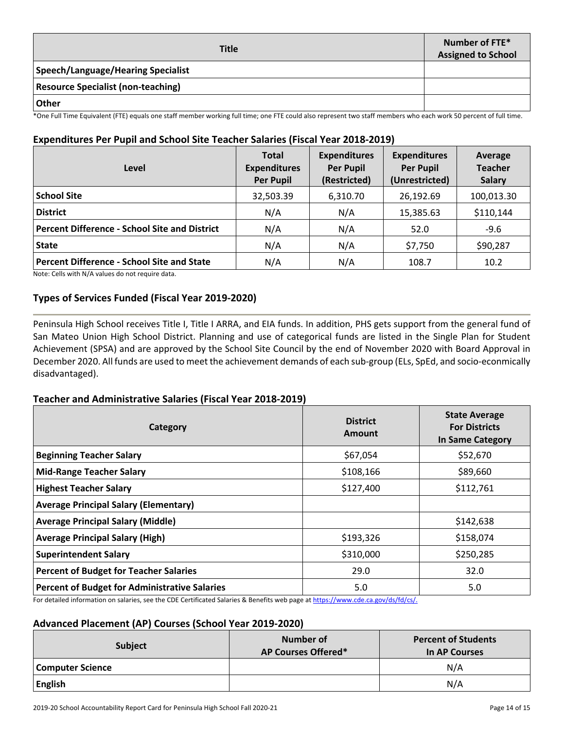| Title | Number of FTE* Assigned to School |
|---|---|
| **Speech/Language/Hearing Specialist** | |
| **Resource Specialist (non-teaching)** | |
| **Other** | |

*One Full Time Equivalent (FTE) equals one staff member working full time; one FTE could also represent two staff members who each work 50 percent of full time.

### Expenditures Per Pupil and School Site Teacher Salaries (Fiscal Year 2018-2019)

| Level | Total Expenditures Per Pupil | Expenditures Per Pupil (Restricted) | Expenditures Per Pupil (Unrestricted) | Average Teacher Salary |
|---|---|---|---|---|
| **School Site** | 32,503.39 | 6,310.70 | 26,192.69 | 100,013.30 |
| **District** | N/A | N/A | 15,385.63 | $110,144 |
| **Percent Difference - School Site and District** | N/A | N/A | 52.0 | -9.6 |
| **State** | N/A | N/A | $7,750 | $90,287 |
| **Percent Difference - School Site and State** | N/A | N/A | 108.7 | 10.2 |

Note: Cells with N/A values do not require data.

### Types of Services Funded (Fiscal Year 2019-2020)

Peninsula High School receives Title I, Title I ARRA, and EIA funds. In addition, PHS gets support from the general fund of San Mateo Union High School District. Planning and use of categorical funds are listed in the Single Plan for Student Achievement (SPSA) and are approved by the School Site Council by the end of November 2020 with Board Approval in December 2020. All funds are used to meet the achievement demands of each sub-group (ELs, SpEd, and socio-econmically disadvantaged).

### Teacher and Administrative Salaries (Fiscal Year 2018-2019)

| Category | District Amount | State Average For Districts In Same Category |
|---|---|---|
| **Beginning Teacher Salary** | $67,054 | $52,670 |
| **Mid-Range Teacher Salary** | $108,166 | $89,660 |
| **Highest Teacher Salary** | $127,400 | $112,761 |
| **Average Principal Salary (Elementary)** | | |
| **Average Principal Salary (Middle)** | | $142,638 |
| **Average Principal Salary (High)** | $193,326 | $158,074 |
| **Superintendent Salary** | $310,000 | $250,285 |
| **Percent of Budget for Teacher Salaries** | 29.0 | 32.0 |
| **Percent of Budget for Administrative Salaries** | 5.0 | 5.0 |

For detailed information on salaries, see the CDE Certificated Salaries & Benefits web page at https://www.cde.ca.gov/ds/fd/cs/.

### Advanced Placement (AP) Courses (School Year 2019-2020)

| Subject | Number of AP Courses Offered* | Percent of Students In AP Courses |
|---|---|---|
| **Computer Science** | | N/A |
| **English** | | N/A |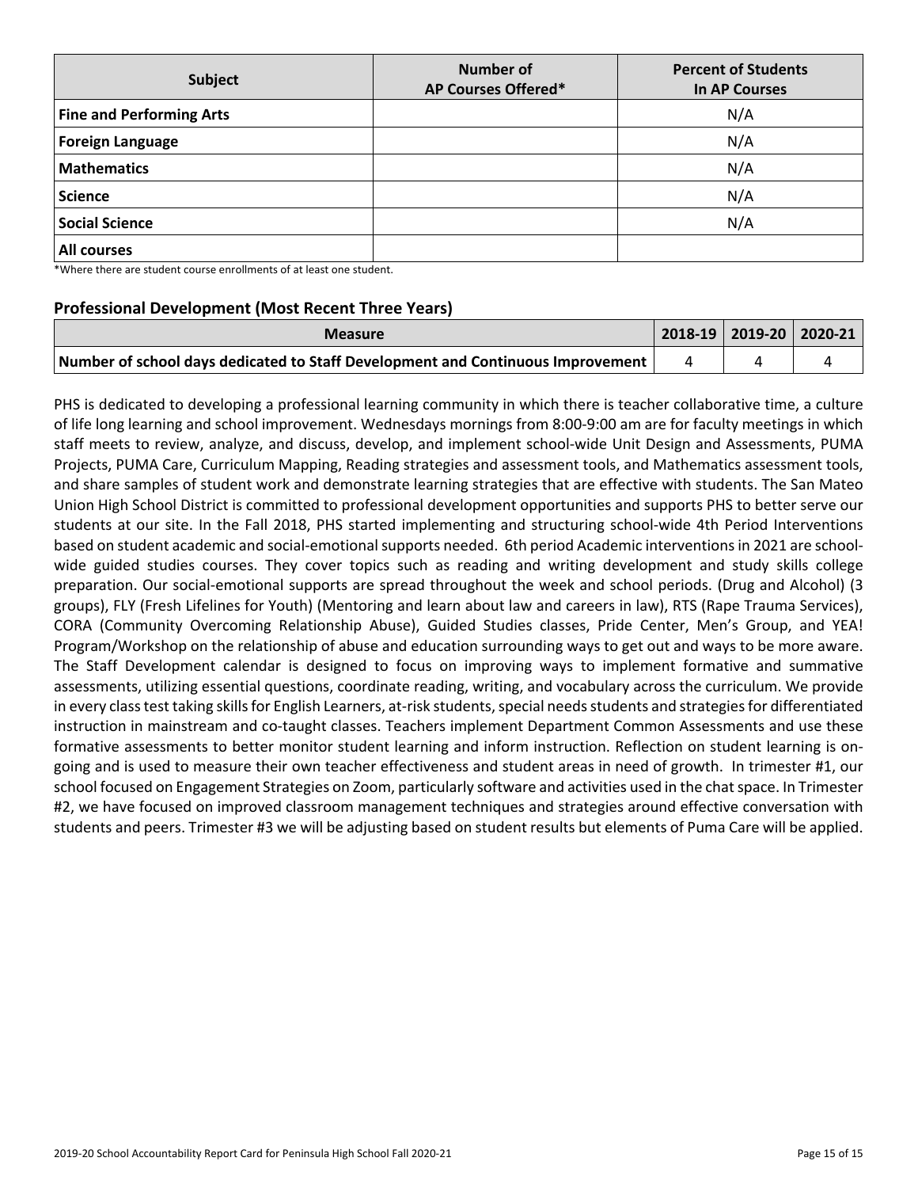| Subject | Number of AP Courses Offered* | Percent of Students In AP Courses |
|---|---|---|
| **Fine and Performing Arts** | | N/A |
| **Foreign Language** | | N/A |
| **Mathematics** | | N/A |
| **Science** | | N/A |
| **Social Science** | | N/A |
| **All courses** | | |

*Where there are student course enrollments of at least one student.

### Professional Development (Most Recent Three Years)

| Measure | 2018-19 | 2019-20 | 2020-21 |
|---|---|---|---|
| **Number of school days dedicated to Staff Development and Continuous Improvement** | 4 | 4 | 4 |

PHS is dedicated to developing a professional learning community in which there is teacher collaborative time, a culture of life long learning and school improvement. Wednesdays mornings from 8:00-9:00 am are for faculty meetings in which staff meets to review, analyze, and discuss, develop, and implement school-wide Unit Design and Assessments, PUMA Projects, PUMA Care, Curriculum Mapping, Reading strategies and assessment tools, and Mathematics assessment tools, and share samples of student work and demonstrate learning strategies that are effective with students. The San Mateo Union High School District is committed to professional development opportunities and supports PHS to better serve our students at our site. In the Fall 2018, PHS started implementing and structuring school-wide 4th Period Interventions based on student academic and social-emotional supports needed. 6th period Academic interventions in 2021 are school-wide guided studies courses. They cover topics such as reading and writing development and study skills college preparation. Our social-emotional supports are spread throughout the week and school periods. (Drug and Alcohol) (3 groups), FLY (Fresh Lifelines for Youth) (Mentoring and learn about law and careers in law), RTS (Rape Trauma Services), CORA (Community Overcoming Relationship Abuse), Guided Studies classes, Pride Center, Men's Group, and YEA! Program/Workshop on the relationship of abuse and education surrounding ways to get out and ways to be more aware. The Staff Development calendar is designed to focus on improving ways to implement formative and summative assessments, utilizing essential questions, coordinate reading, writing, and vocabulary across the curriculum. We provide in every class test taking skills for English Learners, at-risk students, special needs students and strategies for differentiated instruction in mainstream and co-taught classes. Teachers implement Department Common Assessments and use these formative assessments to better monitor student learning and inform instruction. Reflection on student learning is on-going and is used to measure their own teacher effectiveness and student areas in need of growth. In trimester #1, our school focused on Engagement Strategies on Zoom, particularly software and activities used in the chat space. In Trimester #2, we have focused on improved classroom management techniques and strategies around effective conversation with students and peers. Trimester #3 we will be adjusting based on student results but elements of Puma Care will be applied.